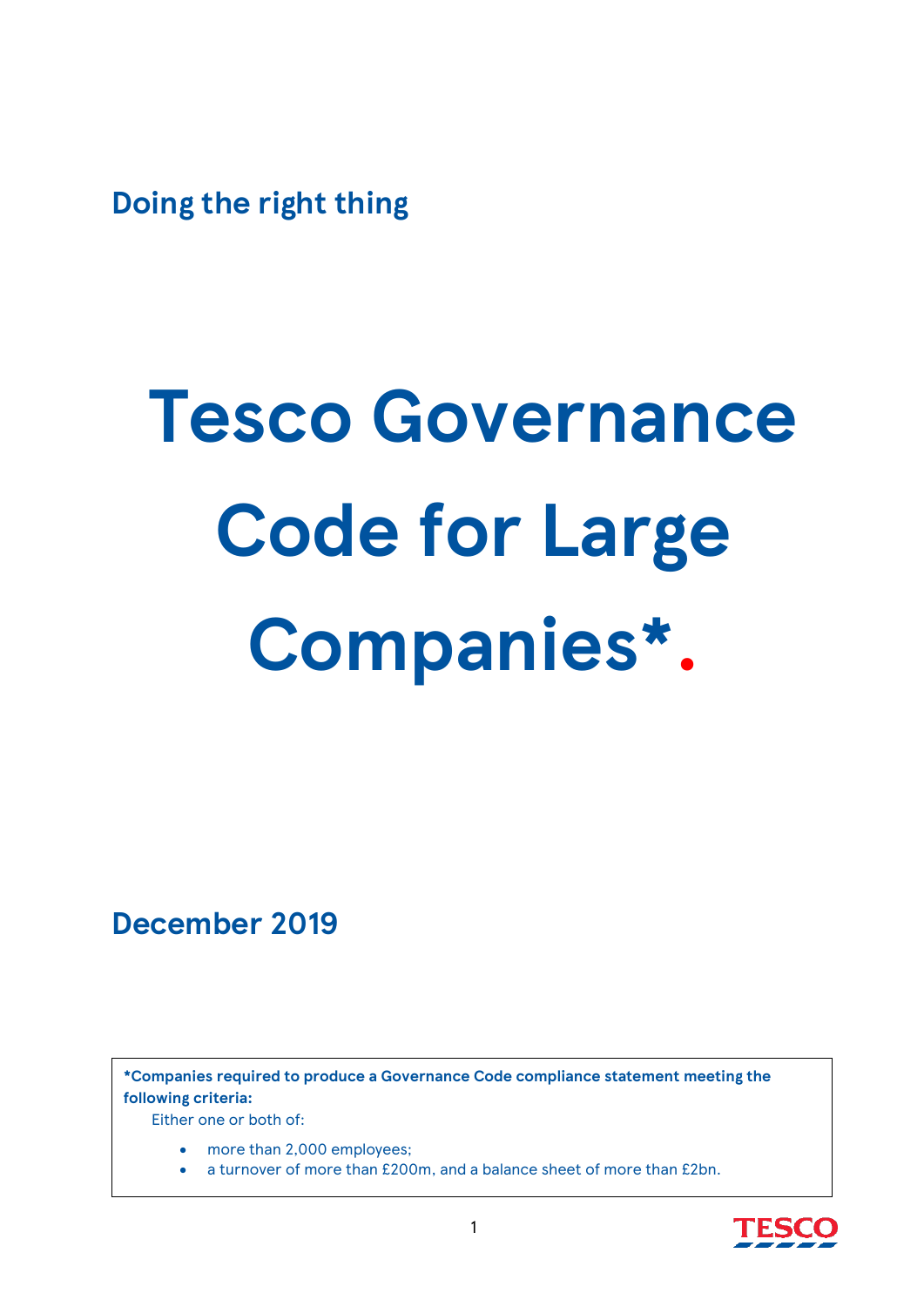Doing the right thing

# Tesco Governance Code for Large Companies*.

## December 2019

**\*Companies required to produce a Governance Code compliance statement meeting the following criteria:**

Either one or both of:

- more than 2,000 employees;
- a turnover of more than £200m, and a balance sheet of more than £2bn.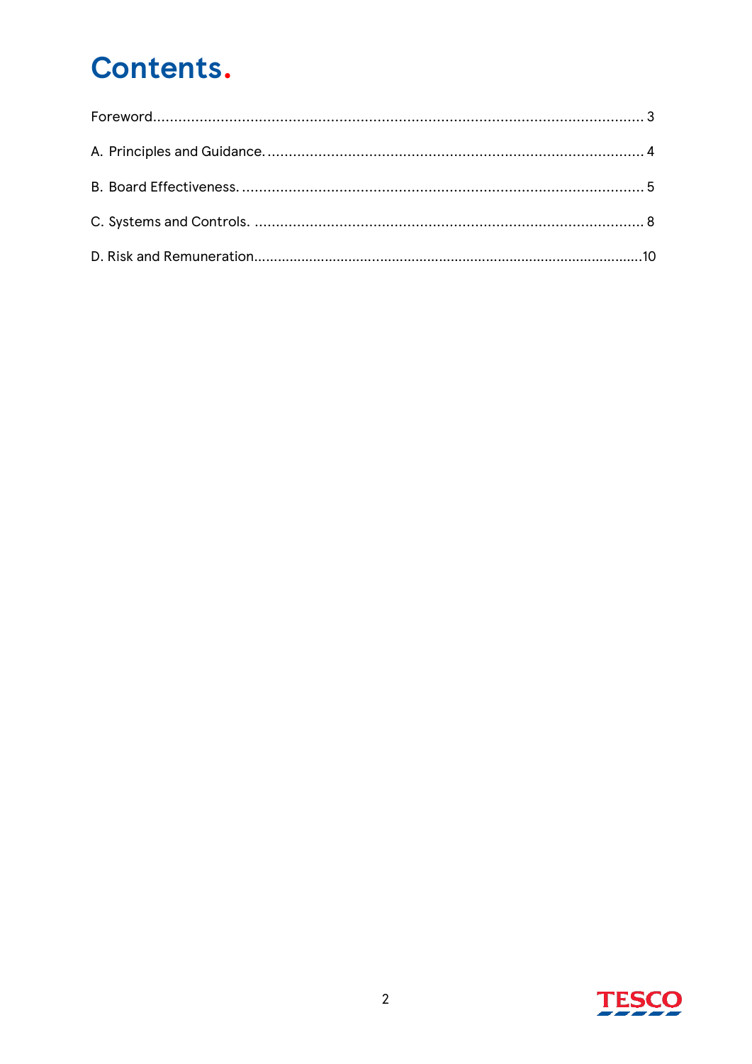# Contents.

Foreword....................................................................................................................... 3

A. Principles and Guidance. ......................................................................................... 4

B. Board Effectiveness. ............................................................................................... 5

C. Systems and Controls. ............................................................................................ 8

D. Risk and Remuneration............................................................................................10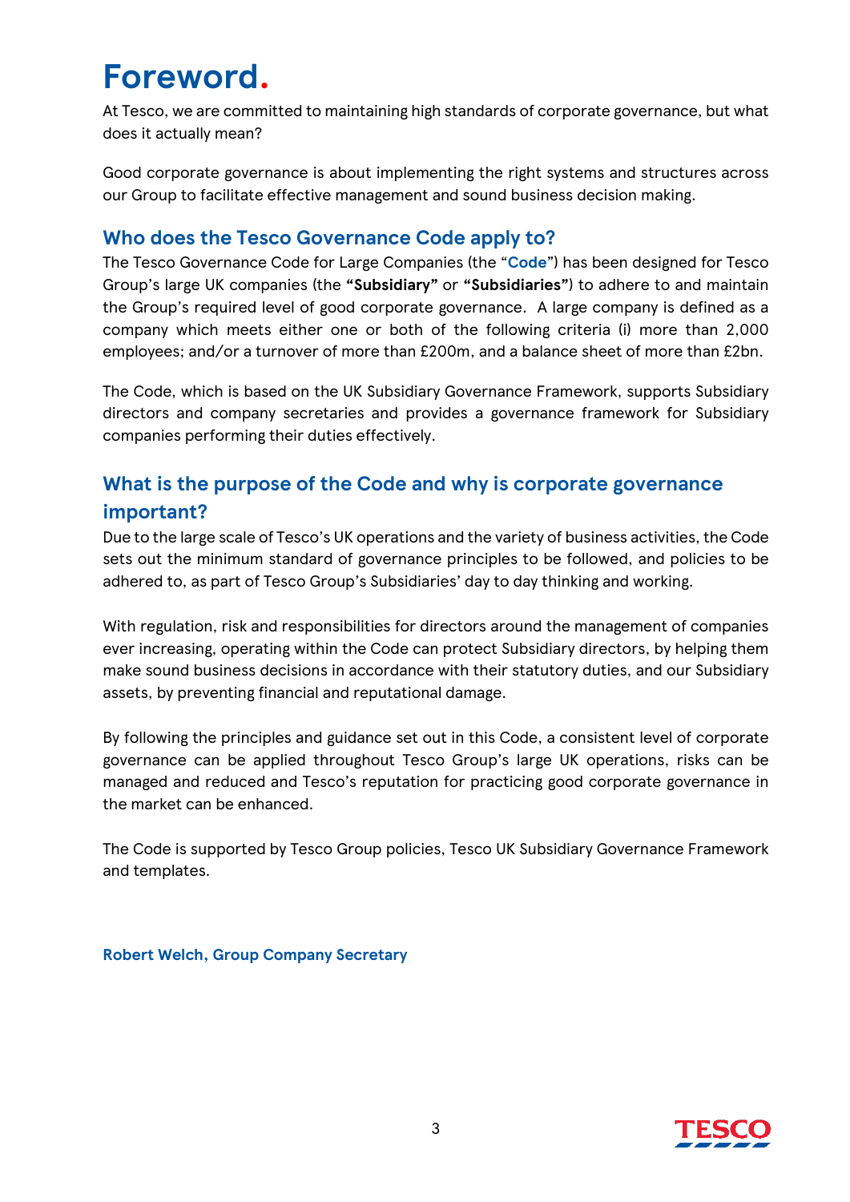# Foreword.

At Tesco, we are committed to maintaining high standards of corporate governance, but what does it actually mean?

Good corporate governance is about implementing the right systems and structures across our Group to facilitate effective management and sound business decision making.

## Who does the Tesco Governance Code apply to?

The Tesco Governance Code for Large Companies (the "**Code**") has been designed for Tesco Group's large UK companies (the **"Subsidiary"** or **"Subsidiaries"**) to adhere to and maintain the Group's required level of good corporate governance. A large company is defined as a company which meets either one or both of the following criteria (i) more than 2,000 employees; and/or a turnover of more than £200m, and a balance sheet of more than £2bn.

The Code, which is based on the UK Subsidiary Governance Framework, supports Subsidiary directors and company secretaries and provides a governance framework for Subsidiary companies performing their duties effectively.

## What is the purpose of the Code and why is corporate governance important?

Due to the large scale of Tesco's UK operations and the variety of business activities, the Code sets out the minimum standard of governance principles to be followed, and policies to be adhered to, as part of Tesco Group's Subsidiaries' day to day thinking and working.

With regulation, risk and responsibilities for directors around the management of companies ever increasing, operating within the Code can protect Subsidiary directors, by helping them make sound business decisions in accordance with their statutory duties, and our Subsidiary assets, by preventing financial and reputational damage.

By following the principles and guidance set out in this Code, a consistent level of corporate governance can be applied throughout Tesco Group's large UK operations, risks can be managed and reduced and Tesco's reputation for practicing good corporate governance in the market can be enhanced.

The Code is supported by Tesco Group policies, Tesco UK Subsidiary Governance Framework and templates.

**Robert Welch, Group Company Secretary**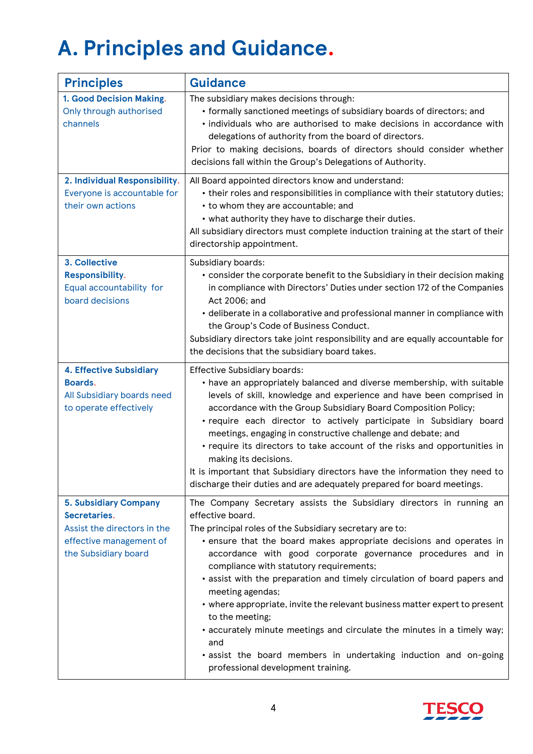# A. Principles and Guidance.

| Principles | Guidance |
|---|---|
| **1. Good Decision Making.** Only through authorised channels | The subsidiary makes decisions through: <br>• formally sanctioned meetings of subsidiary boards of directors; and <br>• individuals who are authorised to make decisions in accordance with delegations of authority from the board of directors. <br>Prior to making decisions, boards of directors should consider whether decisions fall within the Group's Delegations of Authority. |
| **2. Individual Responsibility.** Everyone is accountable for their own actions | All Board appointed directors know and understand: <br>• their roles and responsibilities in compliance with their statutory duties; <br>• to whom they are accountable; and <br>• what authority they have to discharge their duties. <br>All subsidiary directors must complete induction training at the start of their directorship appointment. |
| **3. Collective Responsibility.** Equal accountability for board decisions | Subsidiary boards: <br>• consider the corporate benefit to the Subsidiary in their decision making in compliance with Directors' Duties under section 172 of the Companies Act 2006; and <br>• deliberate in a collaborative and professional manner in compliance with the Group's Code of Business Conduct. <br>Subsidiary directors take joint responsibility and are equally accountable for the decisions that the subsidiary board takes. |
| **4. Effective Subsidiary Boards.** All Subsidiary boards need to operate effectively | Effective Subsidiary boards: <br>• have an appropriately balanced and diverse membership, with suitable levels of skill, knowledge and experience and have been comprised in accordance with the Group Subsidiary Board Composition Policy; <br>• require each director to actively participate in Subsidiary board meetings, engaging in constructive challenge and debate; and <br>• require its directors to take account of the risks and opportunities in making its decisions. <br>It is important that Subsidiary directors have the information they need to discharge their duties and are adequately prepared for board meetings. |
| **5. Subsidiary Company Secretaries.** Assist the directors in the effective management of the Subsidiary board | The Company Secretary assists the Subsidiary directors in running an effective board. <br>The principal roles of the Subsidiary secretary are to: <br>• ensure that the board makes appropriate decisions and operates in accordance with good corporate governance procedures and in compliance with statutory requirements; <br>• assist with the preparation and timely circulation of board papers and meeting agendas; <br>• where appropriate, invite the relevant business matter expert to present to the meeting; <br>• accurately minute meetings and circulate the minutes in a timely way; and <br>• assist the board members in undertaking induction and on-going professional development training. |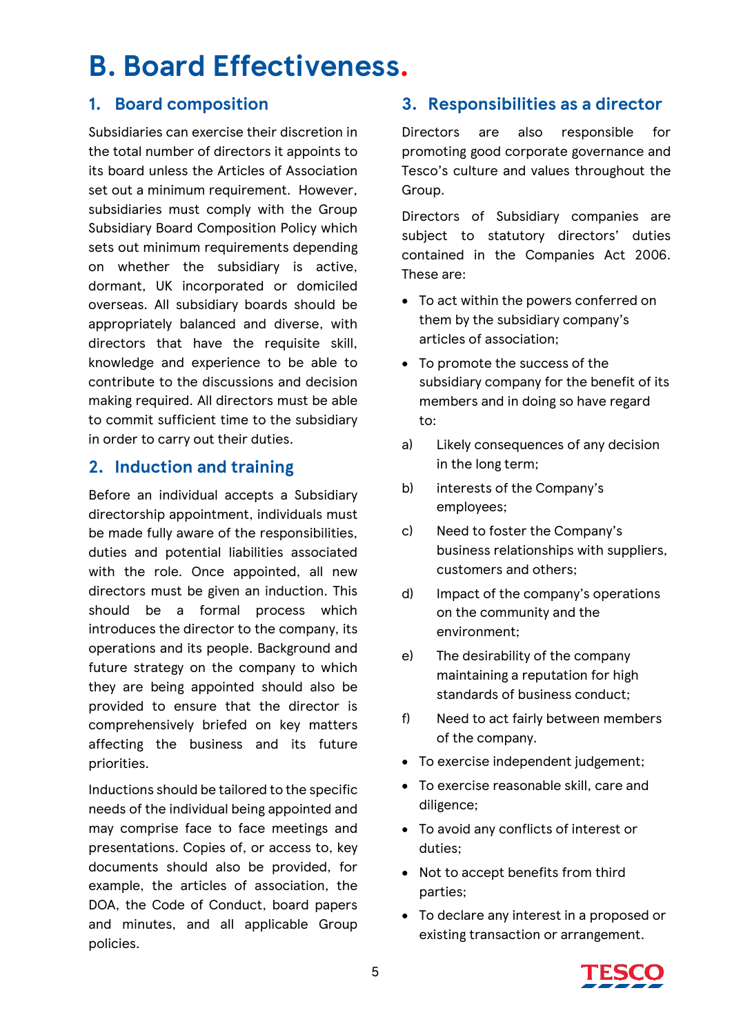# B. Board Effectiveness.

## 1. Board composition

Subsidiaries can exercise their discretion in the total number of directors it appoints to its board unless the Articles of Association set out a minimum requirement. However, subsidiaries must comply with the Group Subsidiary Board Composition Policy which sets out minimum requirements depending on whether the subsidiary is active, dormant, UK incorporated or domiciled overseas. All subsidiary boards should be appropriately balanced and diverse, with directors that have the requisite skill, knowledge and experience to be able to contribute to the discussions and decision making required. All directors must be able to commit sufficient time to the subsidiary in order to carry out their duties.

## 2. Induction and training

Before an individual accepts a Subsidiary directorship appointment, individuals must be made fully aware of the responsibilities, duties and potential liabilities associated with the role. Once appointed, all new directors must be given an induction. This should be a formal process which introduces the director to the company, its operations and its people. Background and future strategy on the company to which they are being appointed should also be provided to ensure that the director is comprehensively briefed on key matters affecting the business and its future priorities.

Inductions should be tailored to the specific needs of the individual being appointed and may comprise face to face meetings and presentations. Copies of, or access to, key documents should also be provided, for example, the articles of association, the DOA, the Code of Conduct, board papers and minutes, and all applicable Group policies.

## 3. Responsibilities as a director

Directors are also responsible for promoting good corporate governance and Tesco's culture and values throughout the Group.

Directors of Subsidiary companies are subject to statutory directors' duties contained in the Companies Act 2006. These are:

- To act within the powers conferred on them by the subsidiary company's articles of association;
- To promote the success of the subsidiary company for the benefit of its members and in doing so have regard to:

a) Likely consequences of any decision in the long term;

b) interests of the Company's employees;

c) Need to foster the Company's business relationships with suppliers, customers and others;

d) Impact of the company's operations on the community and the environment;

e) The desirability of the company maintaining a reputation for high standards of business conduct;

f) Need to act fairly between members of the company.

- To exercise independent judgement;
- To exercise reasonable skill, care and diligence;
- To avoid any conflicts of interest or duties;
- Not to accept benefits from third parties;
- To declare any interest in a proposed or existing transaction or arrangement.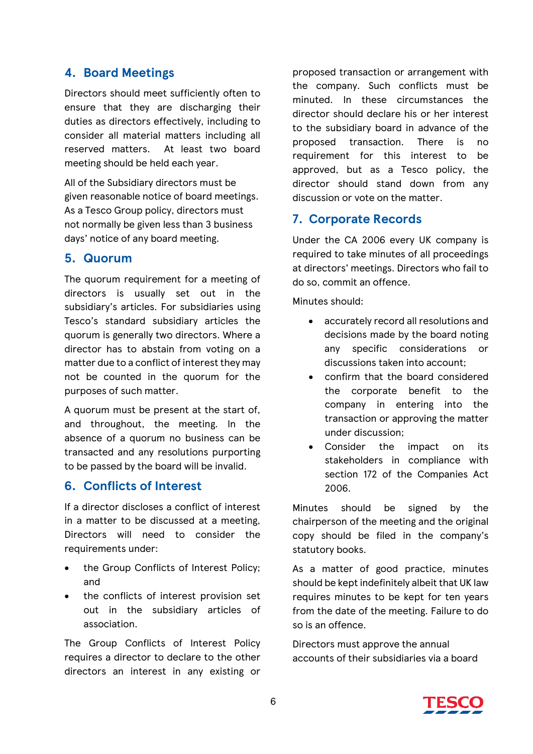## 4. Board Meetings

Directors should meet sufficiently often to ensure that they are discharging their duties as directors effectively, including to consider all material matters including all reserved matters. At least two board meeting should be held each year.

All of the Subsidiary directors must be given reasonable notice of board meetings. As a Tesco Group policy, directors must not normally be given less than 3 business days' notice of any board meeting.

## 5. Quorum

The quorum requirement for a meeting of directors is usually set out in the subsidiary's articles. For subsidiaries using Tesco's standard subsidiary articles the quorum is generally two directors. Where a director has to abstain from voting on a matter due to a conflict of interest they may not be counted in the quorum for the purposes of such matter.

A quorum must be present at the start of, and throughout, the meeting. In the absence of a quorum no business can be transacted and any resolutions purporting to be passed by the board will be invalid.

## 6. Conflicts of Interest

If a director discloses a conflict of interest in a matter to be discussed at a meeting, Directors will need to consider the requirements under:

- the Group Conflicts of Interest Policy; and
- the conflicts of interest provision set out in the subsidiary articles of association.

The Group Conflicts of Interest Policy requires a director to declare to the other directors an interest in any existing or proposed transaction or arrangement with the company. Such conflicts must be minuted. In these circumstances the director should declare his or her interest to the subsidiary board in advance of the proposed transaction. There is no requirement for this interest to be approved, but as a Tesco policy, the director should stand down from any discussion or vote on the matter.

## 7. Corporate Records

Under the CA 2006 every UK company is required to take minutes of all proceedings at directors' meetings. Directors who fail to do so, commit an offence.

Minutes should:

- accurately record all resolutions and decisions made by the board noting any specific considerations or discussions taken into account;
- confirm that the board considered the corporate benefit to the company in entering into the transaction or approving the matter under discussion;
- Consider the impact on its stakeholders in compliance with section 172 of the Companies Act 2006.

Minutes should be signed by the chairperson of the meeting and the original copy should be filed in the company's statutory books.

As a matter of good practice, minutes should be kept indefinitely albeit that UK law requires minutes to be kept for ten years from the date of the meeting. Failure to do so is an offence.

Directors must approve the annual accounts of their subsidiaries via a board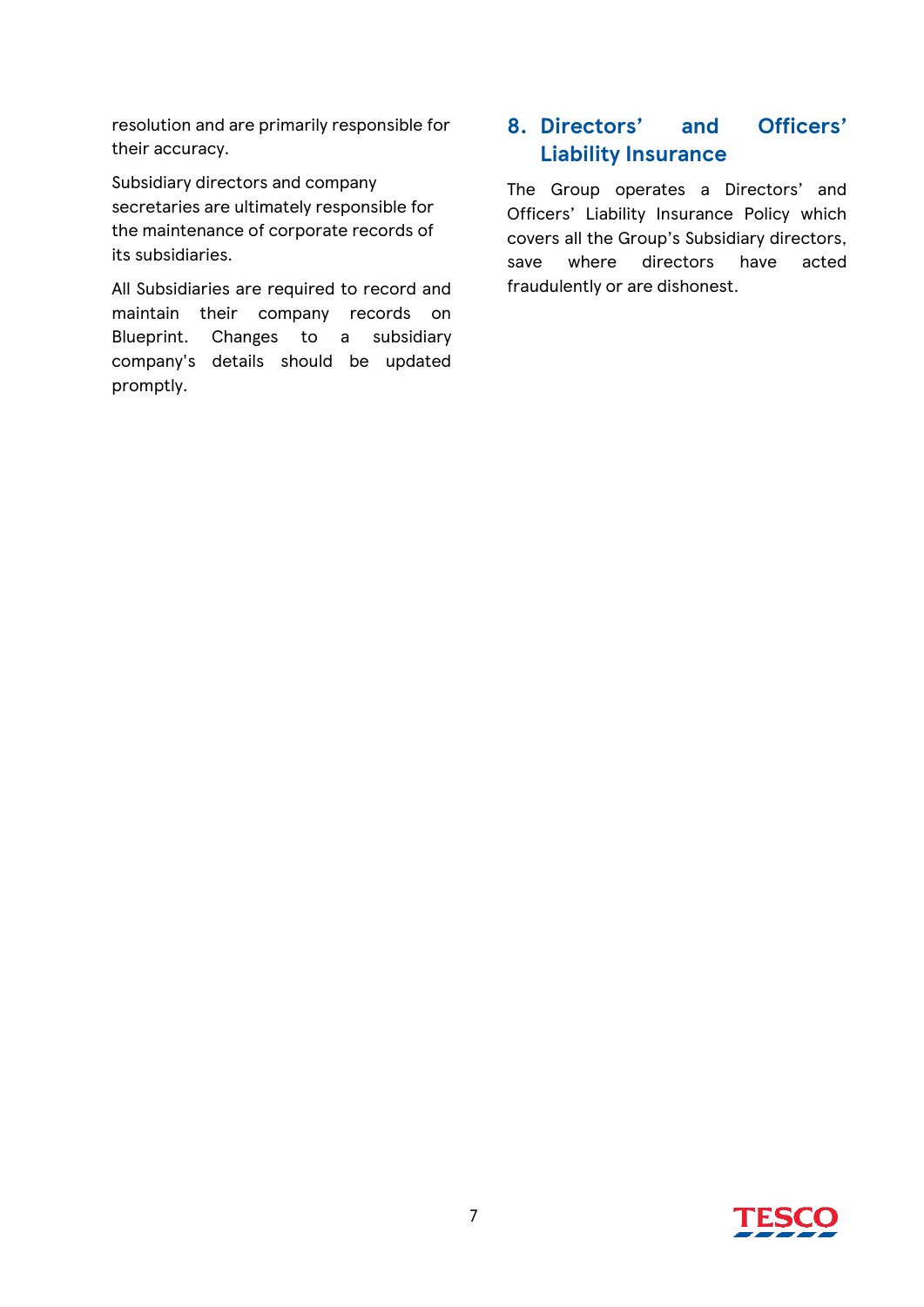resolution and are primarily responsible for their accuracy.

Subsidiary directors and company secretaries are ultimately responsible for the maintenance of corporate records of its subsidiaries.

All Subsidiaries are required to record and maintain their company records on Blueprint. Changes to a subsidiary company's details should be updated promptly.

## 8. Directors' and Officers' Liability Insurance

The Group operates a Directors' and Officers' Liability Insurance Policy which covers all the Group's Subsidiary directors, save where directors have acted fraudulently or are dishonest.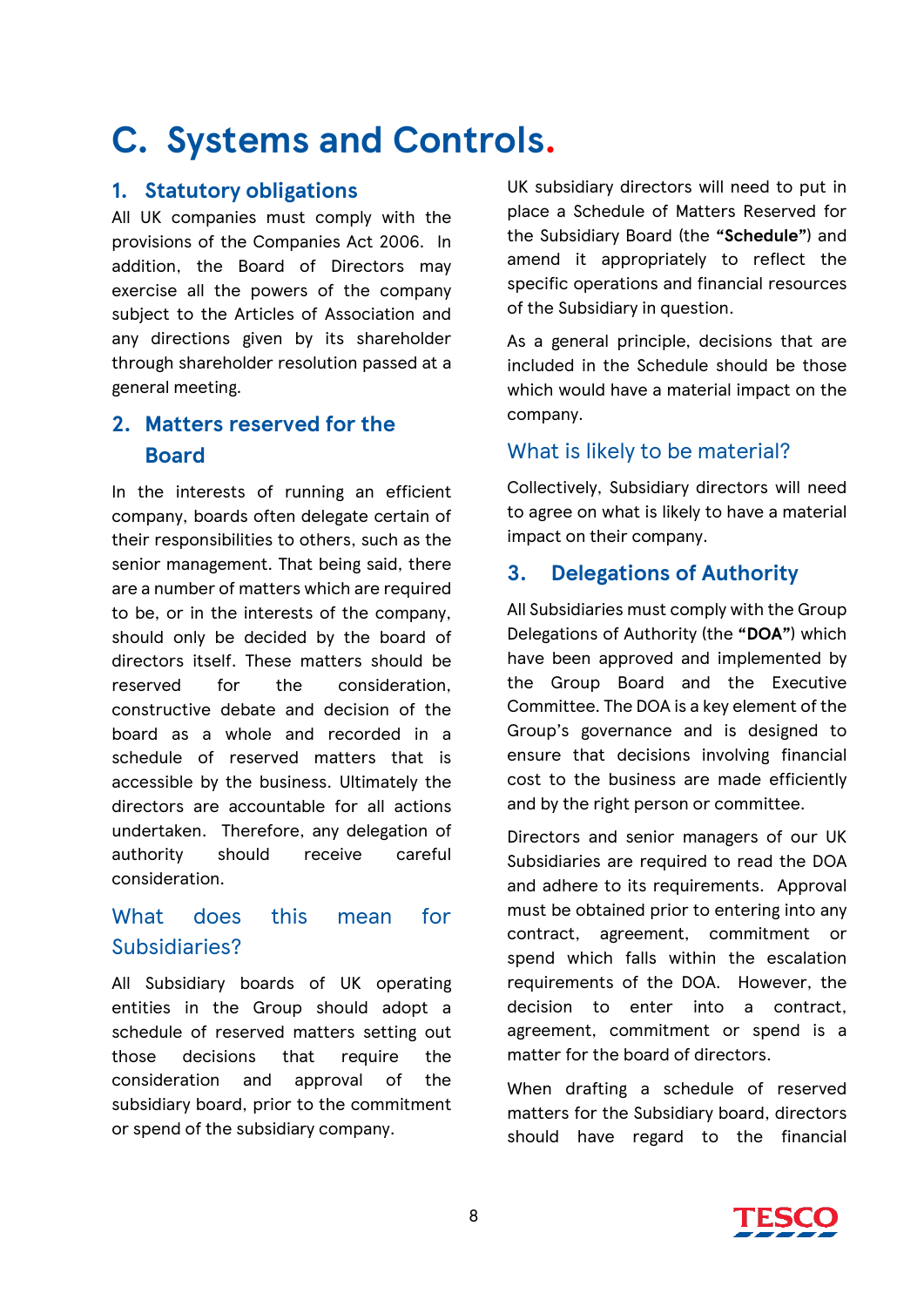# C. Systems and Controls.

## 1. Statutory obligations

All UK companies must comply with the provisions of the Companies Act 2006. In addition, the Board of Directors may exercise all the powers of the company subject to the Articles of Association and any directions given by its shareholder through shareholder resolution passed at a general meeting.

## 2. Matters reserved for the Board

In the interests of running an efficient company, boards often delegate certain of their responsibilities to others, such as the senior management. That being said, there are a number of matters which are required to be, or in the interests of the company, should only be decided by the board of directors itself. These matters should be reserved for the consideration, constructive debate and decision of the board as a whole and recorded in a schedule of reserved matters that is accessible by the business. Ultimately the directors are accountable for all actions undertaken. Therefore, any delegation of authority should receive careful consideration.

### What does this mean for Subsidiaries?

All Subsidiary boards of UK operating entities in the Group should adopt a schedule of reserved matters setting out those decisions that require the consideration and approval of the subsidiary board, prior to the commitment or spend of the subsidiary company.

UK subsidiary directors will need to put in place a Schedule of Matters Reserved for the Subsidiary Board (the **"Schedule"**) and amend it appropriately to reflect the specific operations and financial resources of the Subsidiary in question.

As a general principle, decisions that are included in the Schedule should be those which would have a material impact on the company.

### What is likely to be material?

Collectively, Subsidiary directors will need to agree on what is likely to have a material impact on their company.

## 3. Delegations of Authority

All Subsidiaries must comply with the Group Delegations of Authority (the **"DOA"**) which have been approved and implemented by the Group Board and the Executive Committee. The DOA is a key element of the Group's governance and is designed to ensure that decisions involving financial cost to the business are made efficiently and by the right person or committee.

Directors and senior managers of our UK Subsidiaries are required to read the DOA and adhere to its requirements. Approval must be obtained prior to entering into any contract, agreement, commitment or spend which falls within the escalation requirements of the DOA. However, the decision to enter into a contract, agreement, commitment or spend is a matter for the board of directors.

When drafting a schedule of reserved matters for the Subsidiary board, directors should have regard to the financial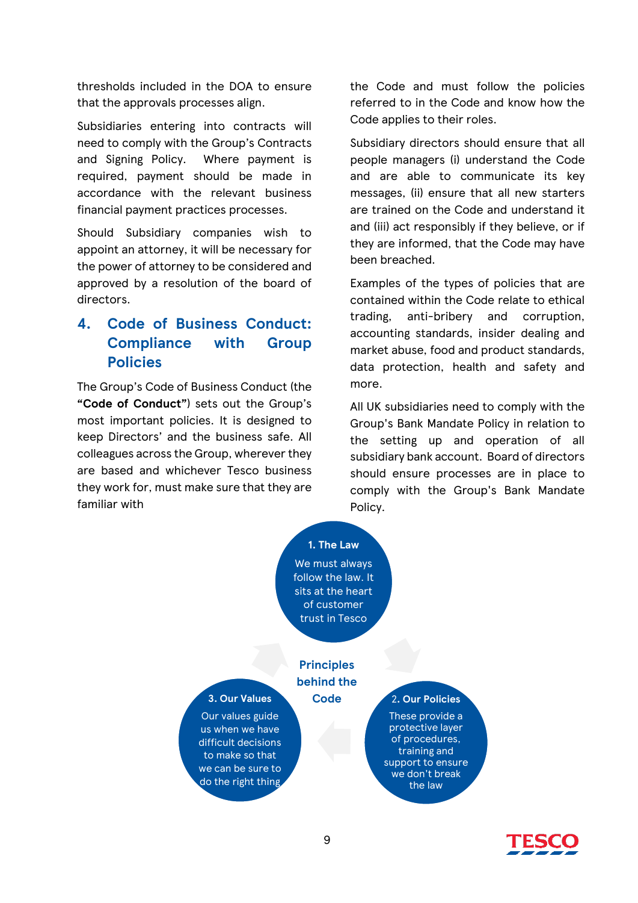thresholds included in the DOA to ensure that the approvals processes align.

Subsidiaries entering into contracts will need to comply with the Group's Contracts and Signing Policy. Where payment is required, payment should be made in accordance with the relevant business financial payment practices processes.

Should Subsidiary companies wish to appoint an attorney, it will be necessary for the power of attorney to be considered and approved by a resolution of the board of directors.

## 4. Code of Business Conduct: Compliance with Group Policies

The Group's Code of Business Conduct (the **"Code of Conduct"**) sets out the Group's most important policies. It is designed to keep Directors' and the business safe. All colleagues across the Group, wherever they are based and whichever Tesco business they work for, must make sure that they are familiar with the Code and must follow the policies referred to in the Code and know how the Code applies to their roles.

Subsidiary directors should ensure that all people managers (i) understand the Code and are able to communicate its key messages, (ii) ensure that all new starters are trained on the Code and understand it and (iii) act responsibly if they believe, or if they are informed, that the Code may have been breached.

Examples of the types of policies that are contained within the Code relate to ethical trading, anti-bribery and corruption, accounting standards, insider dealing and market abuse, food and product standards, data protection, health and safety and more.

All UK subsidiaries need to comply with the Group's Bank Mandate Policy in relation to the setting up and operation of all subsidiary bank account. Board of directors should ensure processes are in place to comply with the Group's Bank Mandate Policy.

**Principles behind the Code**

**1. The Law**
We must always follow the law. It sits at the heart of customer trust in Tesco

**2. Our Policies**
These provide a protective layer of procedures, training and support to ensure we don't break the law

**3. Our Values**
Our values guide us when we have difficult decisions to make so that we can be sure to do the right thing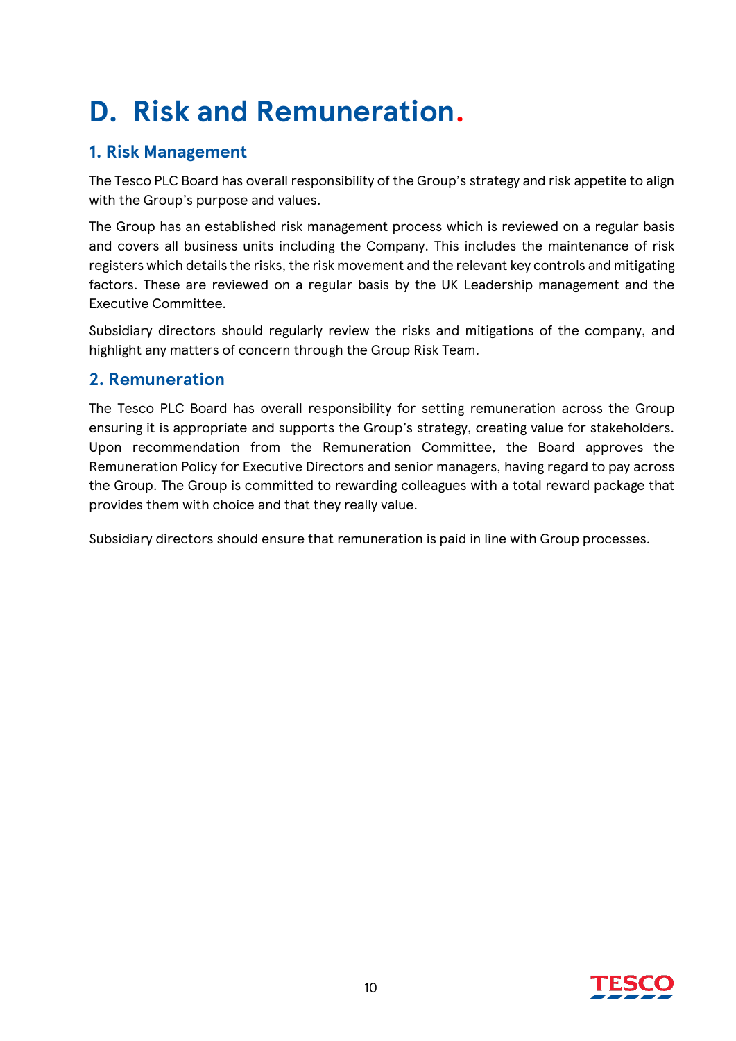# D. Risk and Remuneration.

## 1. Risk Management

The Tesco PLC Board has overall responsibility of the Group's strategy and risk appetite to align with the Group's purpose and values.

The Group has an established risk management process which is reviewed on a regular basis and covers all business units including the Company. This includes the maintenance of risk registers which details the risks, the risk movement and the relevant key controls and mitigating factors. These are reviewed on a regular basis by the UK Leadership management and the Executive Committee.

Subsidiary directors should regularly review the risks and mitigations of the company, and highlight any matters of concern through the Group Risk Team.

## 2. Remuneration

The Tesco PLC Board has overall responsibility for setting remuneration across the Group ensuring it is appropriate and supports the Group's strategy, creating value for stakeholders. Upon recommendation from the Remuneration Committee, the Board approves the Remuneration Policy for Executive Directors and senior managers, having regard to pay across the Group. The Group is committed to rewarding colleagues with a total reward package that provides them with choice and that they really value.

Subsidiary directors should ensure that remuneration is paid in line with Group processes.